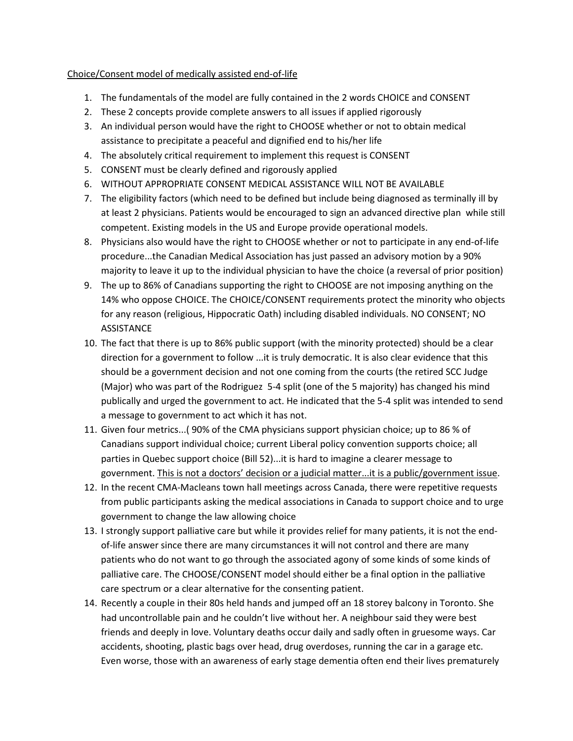<u>Choice/Consent model of medically assisted end-of-life</u>

1. The fundamentals of the model are fully contained in the 2 words CHOICE and CONSENT
2. These 2 concepts provide complete answers to all issues if applied rigorously
3. An individual person would have the right to CHOOSE whether or not to obtain medical assistance to precipitate a peaceful and dignified end to his/her life
4. The absolutely critical requirement to implement this request is CONSENT
5. CONSENT must be clearly defined and rigorously applied
6. WITHOUT APPROPRIATE CONSENT MEDICAL ASSISTANCE WILL NOT BE AVAILABLE
7. The eligibility factors (which need to be defined but include being diagnosed as terminally ill by at least 2 physicians. Patients would be encouraged to sign an advanced directive plan while still competent. Existing models in the US and Europe provide operational models.
8. Physicians also would have the right to CHOOSE whether or not to participate in any end-of-life procedure...the Canadian Medical Association has just passed an advisory motion by a 90% majority to leave it up to the individual physician to have the choice (a reversal of prior position)
9. The up to 86% of Canadians supporting the right to CHOOSE are not imposing anything on the 14% who oppose CHOICE. The CHOICE/CONSENT requirements protect the minority who objects for any reason (religious, Hippocratic Oath) including disabled individuals. NO CONSENT; NO ASSISTANCE
10. The fact that there is up to 86% public support (with the minority protected) should be a clear direction for a government to follow ...it is truly democratic. It is also clear evidence that this should be a government decision and not one coming from the courts (the retired SCC Judge (Major) who was part of the Rodriguez 5-4 split (one of the 5 majority) has changed his mind publically and urged the government to act. He indicated that the 5-4 split was intended to send a message to government to act which it has not.
11. Given four metrics...( 90% of the CMA physicians support physician choice; up to 86 % of Canadians support individual choice; current Liberal policy convention supports choice; all parties in Quebec support choice (Bill 52)...it is hard to imagine a clearer message to government. <u>This is not a doctors' decision or a judicial matter...it is a public/government issue</u>.
12. In the recent CMA-Macleans town hall meetings across Canada, there were repetitive requests from public participants asking the medical associations in Canada to support choice and to urge government to change the law allowing choice
13. I strongly support palliative care but while it provides relief for many patients, it is not the end-of-life answer since there are many circumstances it will not control and there are many patients who do not want to go through the associated agony of some kinds of some kinds of palliative care. The CHOOSE/CONSENT model should either be a final option in the palliative care spectrum or a clear alternative for the consenting patient.
14. Recently a couple in their 80s held hands and jumped off an 18 storey balcony in Toronto. She had uncontrollable pain and he couldn't live without her. A neighbour said they were best friends and deeply in love. Voluntary deaths occur daily and sadly often in gruesome ways. Car accidents, shooting, plastic bags over head, drug overdoses, running the car in a garage etc. Even worse, those with an awareness of early stage dementia often end their lives prematurely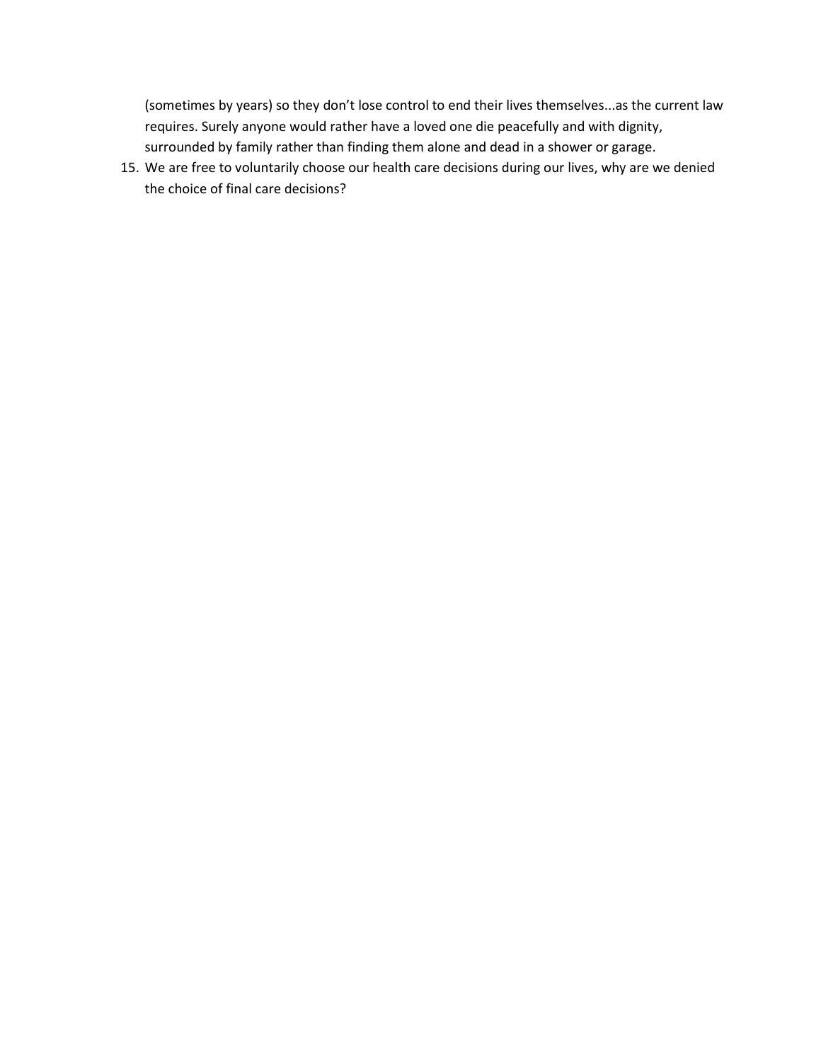(sometimes by years) so they don't lose control to end their lives themselves...as the current law requires. Surely anyone would rather have a loved one die peacefully and with dignity, surrounded by family rather than finding them alone and dead in a shower or garage.

15. We are free to voluntarily choose our health care decisions during our lives, why are we denied the choice of final care decisions?